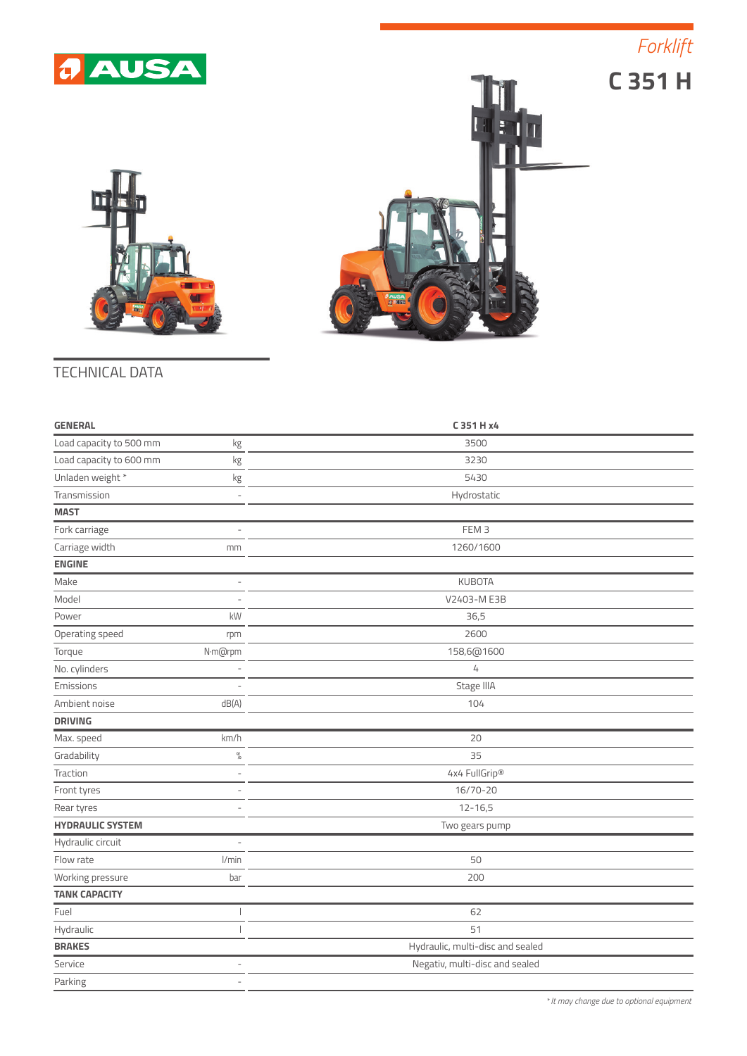AUSA

*Forklift*

# C 351 H

## TECHNICAL DATA

| GENERAL | | C 351 H x4 |
|---|---|---|
| Load capacity to 500 mm | kg | 3500 |
| Load capacity to 600 mm | kg | 3230 |
| Unladen weight * | kg | 5430 |
| Transmission | - | Hydrostatic |
| **MAST** | | |
| Fork carriage | - | FEM 3 |
| Carriage width | mm | 1260/1600 |
| **ENGINE** | | |
| Make | - | KUBOTA |
| Model | - | V2403-M E3B |
| Power | kW | 36,5 |
| Operating speed | rpm | 2600 |
| Torque | N·m@rpm | 158,6@1600 |
| No. cylinders | - | 4 |
| Emissions | - | Stage IIIA |
| Ambient noise | dB(A) | 104 |
| **DRIVING** | | |
| Max. speed | km/h | 20 |
| Gradability | % | 35 |
| Traction | - | 4x4 FullGrip® |
| Front tyres | - | 16/70-20 |
| Rear tyres | - | 12-16,5 |
| **HYDRAULIC SYSTEM** | | Two gears pump |
| Hydraulic circuit | - | |
| Flow rate | l/min | 50 |
| Working pressure | bar | 200 |
| **TANK CAPACITY** | | |
| Fuel | l | 62 |
| Hydraulic | l | 51 |
| **BRAKES** | | Hydraulic, multi-disc and sealed |
| Service | - | Negativ, multi-disc and sealed |
| Parking | - | |

*\* It may change due to optional equipment*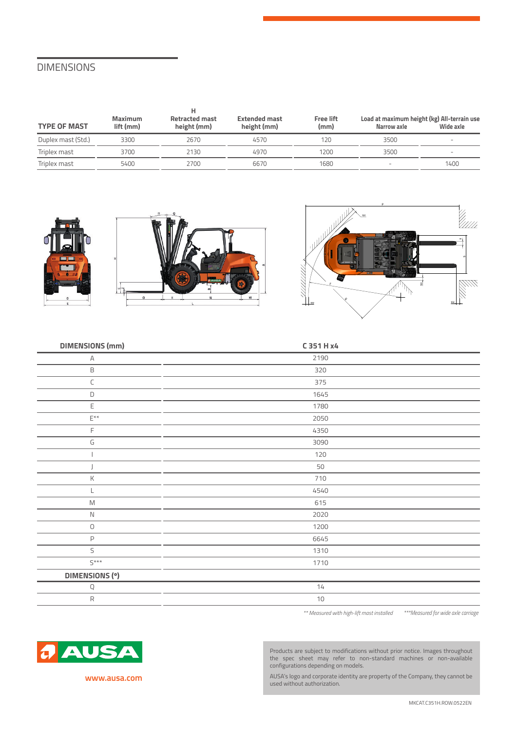## DIMENSIONS

| TYPE OF MAST | Maximum lift (mm) | H Retracted mast height (mm) | Extended mast height (mm) | Free lift (mm) | Load at maximum height (kg) All-terrain use Narrow axle | Wide axle |
|---|---|---|---|---|---|---|
| Duplex mast (Std.) | 3300 | 2670 | 4570 | 120 | 3500 | - |
| Triplex mast | 3700 | 2130 | 4970 | 1200 | 3500 | - |
| Triplex mast | 5400 | 2700 | 6670 | 1680 | - | 1400 |

| DIMENSIONS (mm) | C 351 H x4 |
|---|---|
| A | 2190 |
| B | 320 |
| C | 375 |
| D | 1645 |
| E | 1780 |
| E** | 2050 |
| F | 4350 |
| G | 3090 |
| I | 120 |
| J | 50 |
| K | 710 |
| L | 4540 |
| M | 615 |
| N | 2020 |
| O | 1200 |
| P | 6645 |
| S | 1310 |
| S*** | 1710 |
| **DIMENSIONS (°)** | |
| Q | 14 |
| R | 10 |

*** Measured with high-lift mast installed*  *\*\*\*Measured for wide axle carriage*

AUSA

www.ausa.com

Products are subject to modifications without prior notice. Images throughout the spec sheet may refer to non-standard machines or non-available configurations depending on models.

AUSA's logo and corporate identity are property of the Company, they cannot be used without authorization.

MKCAT.C351H.ROW.0522EN